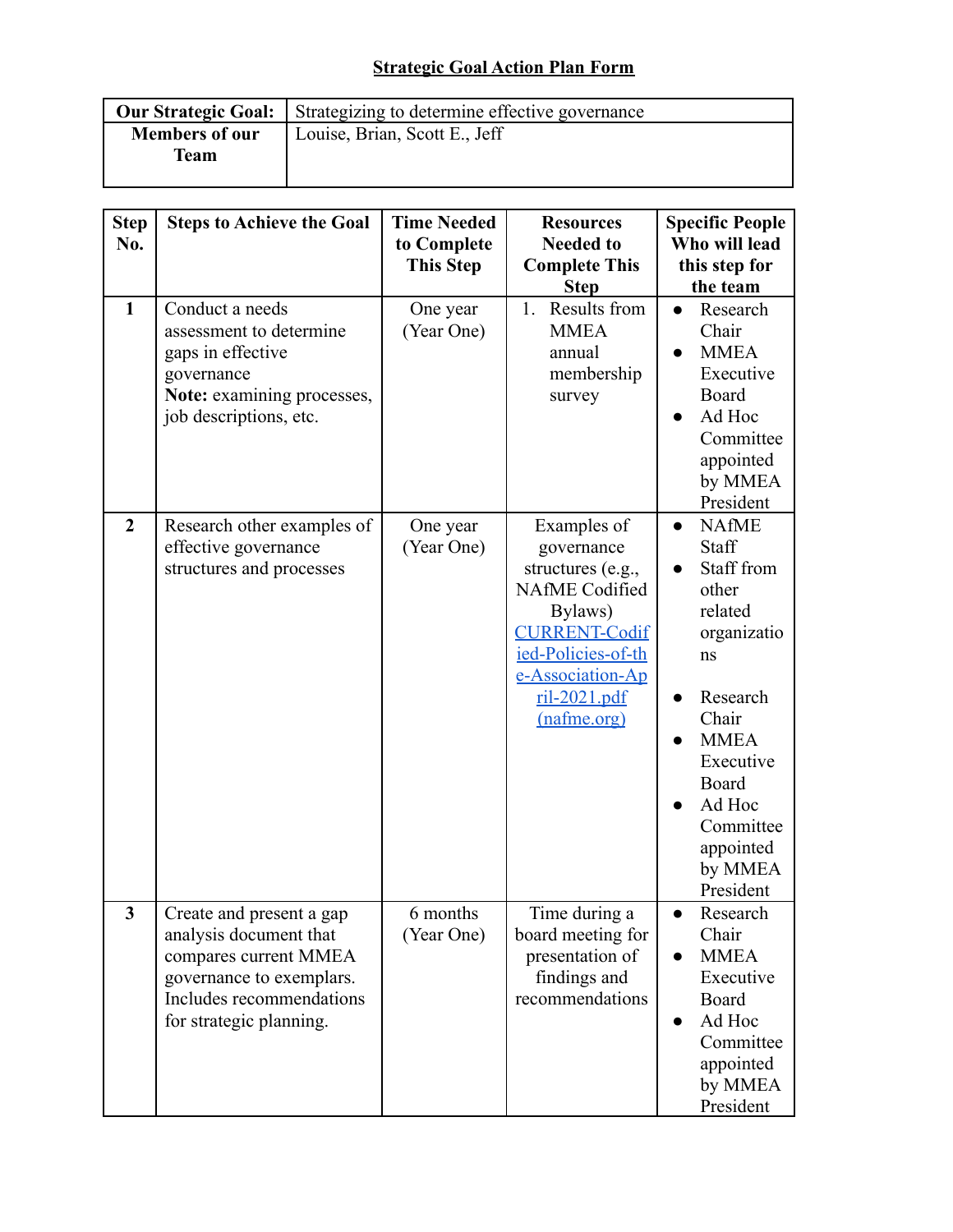**Strategic Goal Action Plan Form**

| **Our Strategic Goal:** | Strategizing to determine effective governance |
|---|---|
| **Members of our Team** | Louise, Brian, Scott E., Jeff |

| **Step No.** | **Steps to Achieve the Goal** | **Time Needed to Complete This Step** | **Resources Needed to Complete This Step** | **Specific People Who will lead this step for the team** |
|---|---|---|---|---|
| **1** | Conduct a needs assessment to determine gaps in effective governance<br>**Note:** examining processes, job descriptions, etc. | One year (Year One) | 1. Results from MMEA annual membership survey | • Research Chair<br>• MMEA Executive Board<br>• Ad Hoc Committee appointed by MMEA President |
| **2** | Research other examples of effective governance structures and processes | One year (Year One) | Examples of governance structures (e.g., NAfME Codified Bylaws) [CURRENT-Codified-Policies-of-the-Association-April-2021.pdf (nafme.org)] | • NAfME Staff<br>• Staff from other related organizations<br>• Research Chair<br>• MMEA Executive Board<br>• Ad Hoc Committee appointed by MMEA President |
| **3** | Create and present a gap analysis document that compares current MMEA governance to exemplars. Includes recommendations for strategic planning. | 6 months (Year One) | Time during a board meeting for presentation of findings and recommendations | • Research Chair<br>• MMEA Executive Board<br>• Ad Hoc Committee appointed by MMEA President |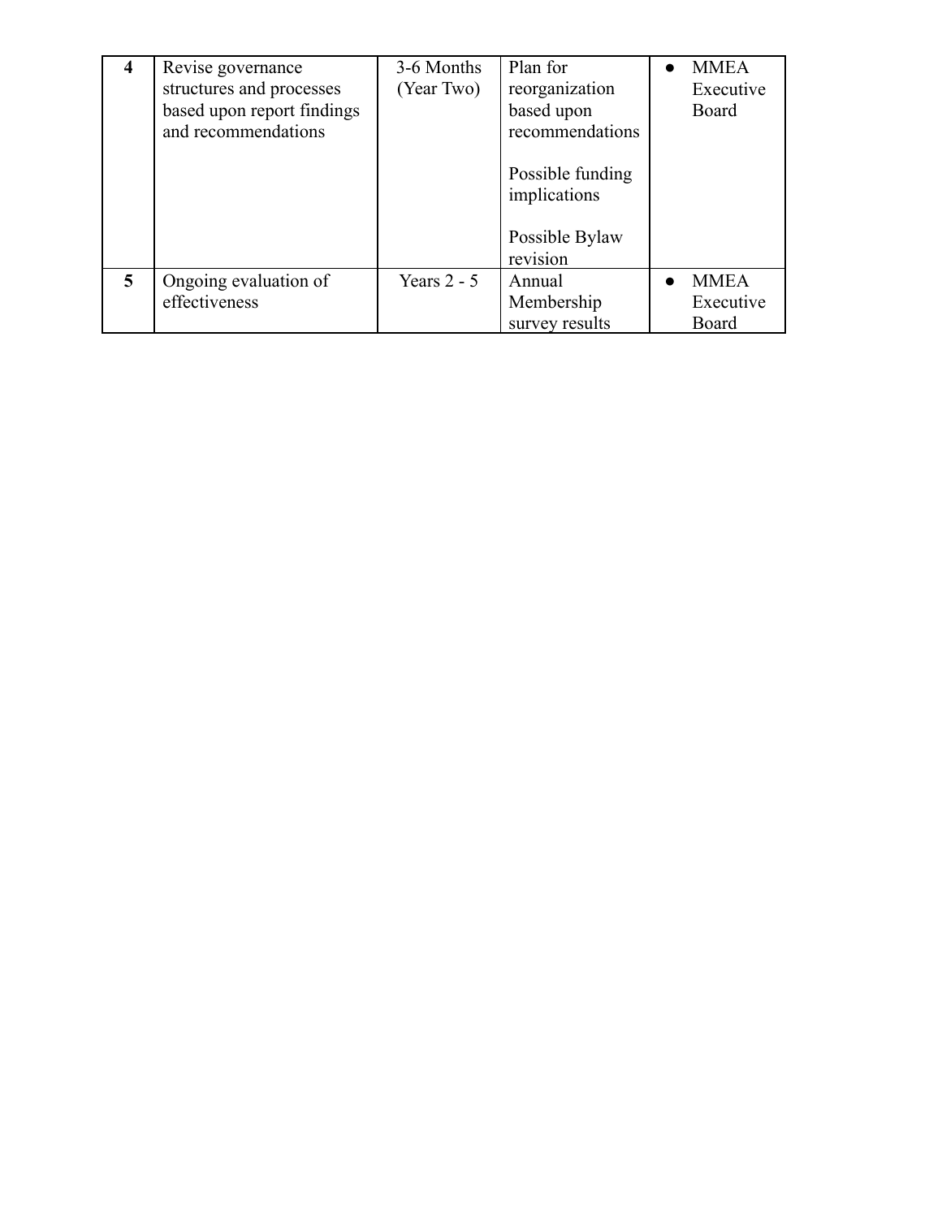| | | | | |
|---|---|---|---|---|
| **4** | Revise governance structures and processes based upon report findings and recommendations | 3-6 Months (Year Two) | Plan for reorganization based upon recommendations<br><br>Possible funding implications<br><br>Possible Bylaw revision | • MMEA Executive Board |
| **5** | Ongoing evaluation of effectiveness | Years 2 - 5 | Annual Membership survey results | • MMEA Executive Board |